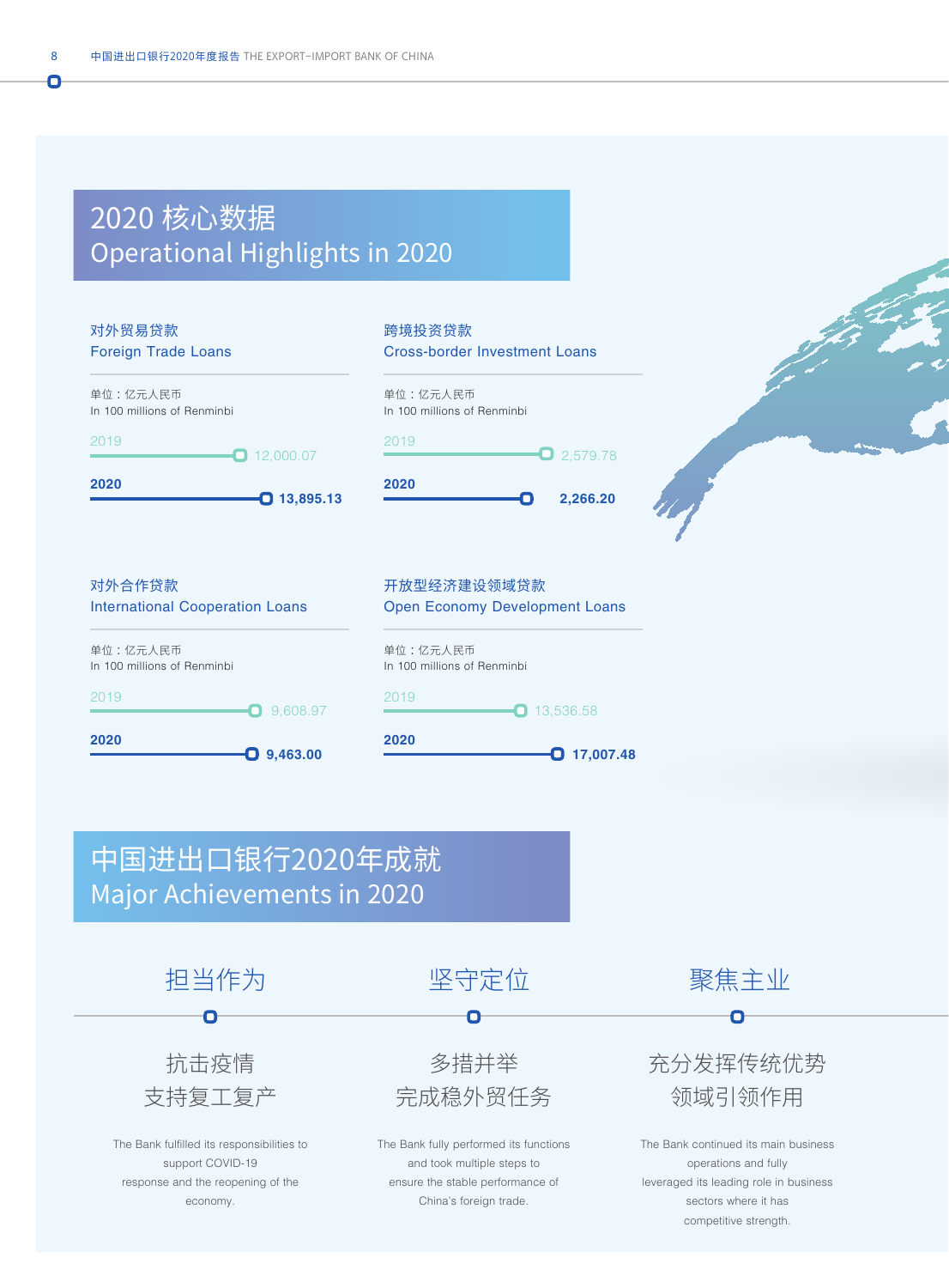## 2020 核心数据
## Operational Highlights in 2020

### 对外贸易贷款
### Foreign Trade Loans

单位：亿元人民币
In 100 millions of Renminbi

| Year | Value |
| --- | --- |
| 2019 | 12,000.07 |
| **2020** | **13,895.13** |

### 跨境投资贷款
### Cross-border Investment Loans

单位：亿元人民币
In 100 millions of Renminbi

| Year | Value |
| --- | --- |
| 2019 | 2,579.78 |
| **2020** | **2,266.20** |

### 对外合作贷款
### International Cooperation Loans

单位：亿元人民币
In 100 millions of Renminbi

| Year | Value |
| --- | --- |
| 2019 | 9,608.97 |
| **2020** | **9,463.00** |

### 开放型经济建设领域贷款
### Open Economy Development Loans

单位：亿元人民币
In 100 millions of Renminbi

| Year | Value |
| --- | --- |
| 2019 | 13,536.58 |
| **2020** | **17,007.48** |

## 中国进出口银行2020年成就
## Major Achievements in 2020

### 担当作为

抗击疫情
支持复工复产

The Bank fulfilled its responsibilities to support COVID-19 response and the reopening of the economy.

### 坚守定位

多措并举
完成稳外贸任务

The Bank fully performed its functions and took multiple steps to ensure the stable performance of China's foreign trade.

### 聚焦主业

充分发挥传统优势
领域引领作用

The Bank continued its main business operations and fully leveraged its leading role in business sectors where it has competitive strength.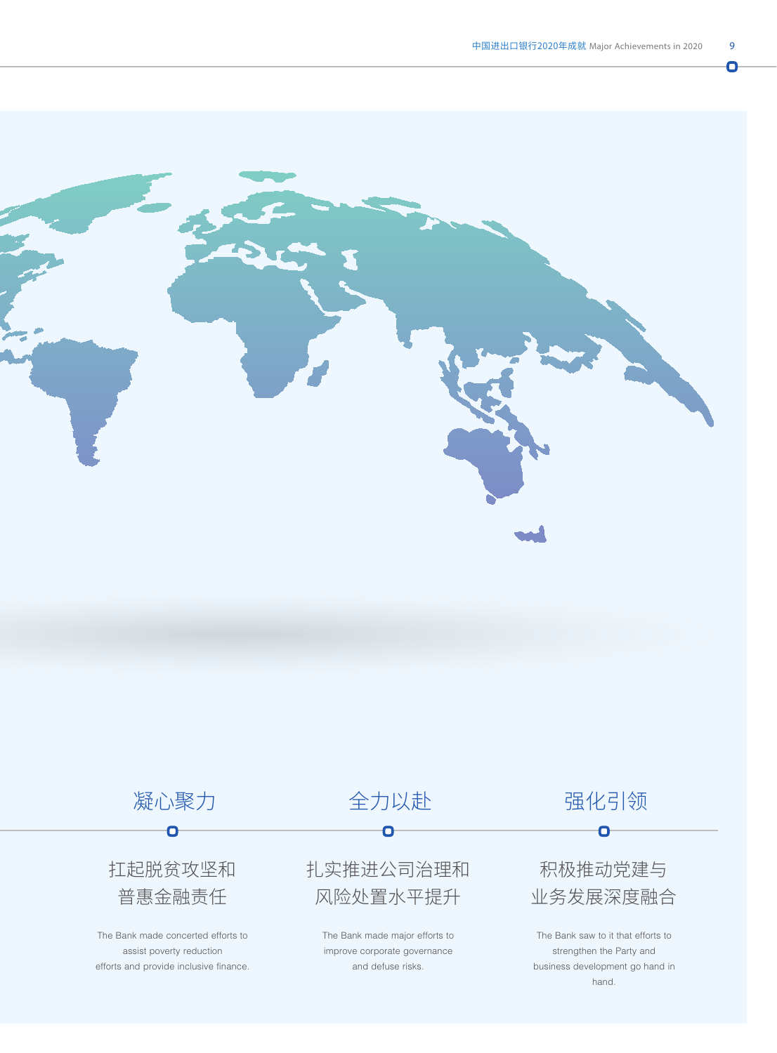## 凝心聚力

扛起脱贫攻坚和普惠金融责任

The Bank made concerted efforts to assist poverty reduction efforts and provide inclusive finance.

## 全力以赴

扎实推进公司治理和风险处置水平提升

The Bank made major efforts to improve corporate governance and defuse risks.

## 强化引领

积极推动党建与业务发展深度融合

The Bank saw to it that efforts to strengthen the Party and business development go hand in hand.